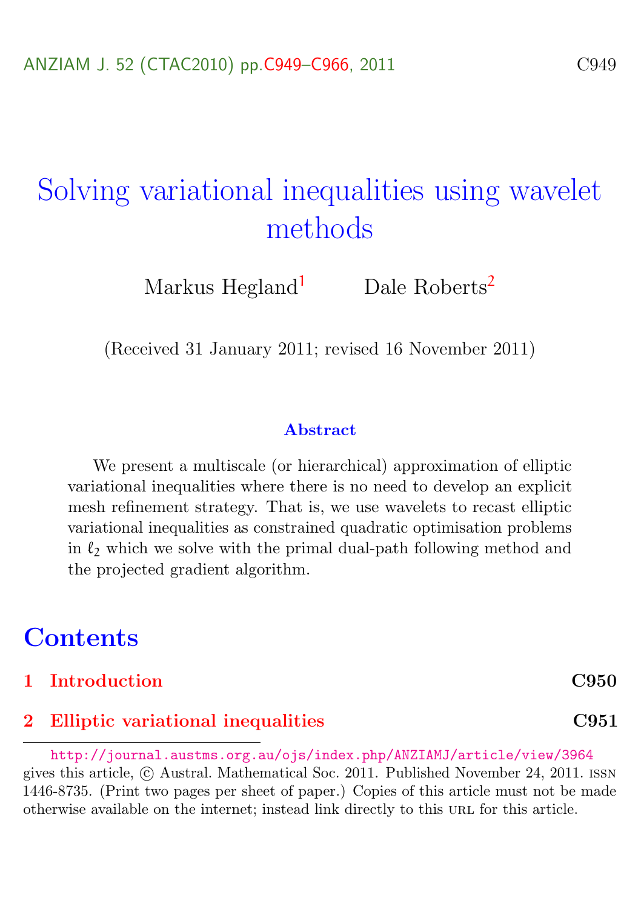# Solving variational inequalities using wavelet methods

Markus Hegland[1] Dale Roberts[2]

(Received 31 January 2011; revised 16 November 2011)

### Abstract

We present a multiscale (or hierarchical) approximation of elliptic variational inequalities where there is no need to develop an explicit mesh refinement strategy. That is, we use wavelets to recast elliptic variational inequalities as constrained quadratic optimisation problems in $\ell_2$ which we solve with the primal dual-path following method and the projected gradient algorithm.

## Contents

**1 Introduction** C950

**2 Elliptic variational inequalities** C951

---

http://journal.austms.org.au/ojs/index.php/ANZIAMJ/article/view/3964 gives this article, © Austral. Mathematical Soc. 2011. Published November 24, 2011. ISSN 1446-8735. (Print two pages per sheet of paper.) Copies of this article must not be made otherwise available on the internet; instead link directly to this URL for this article.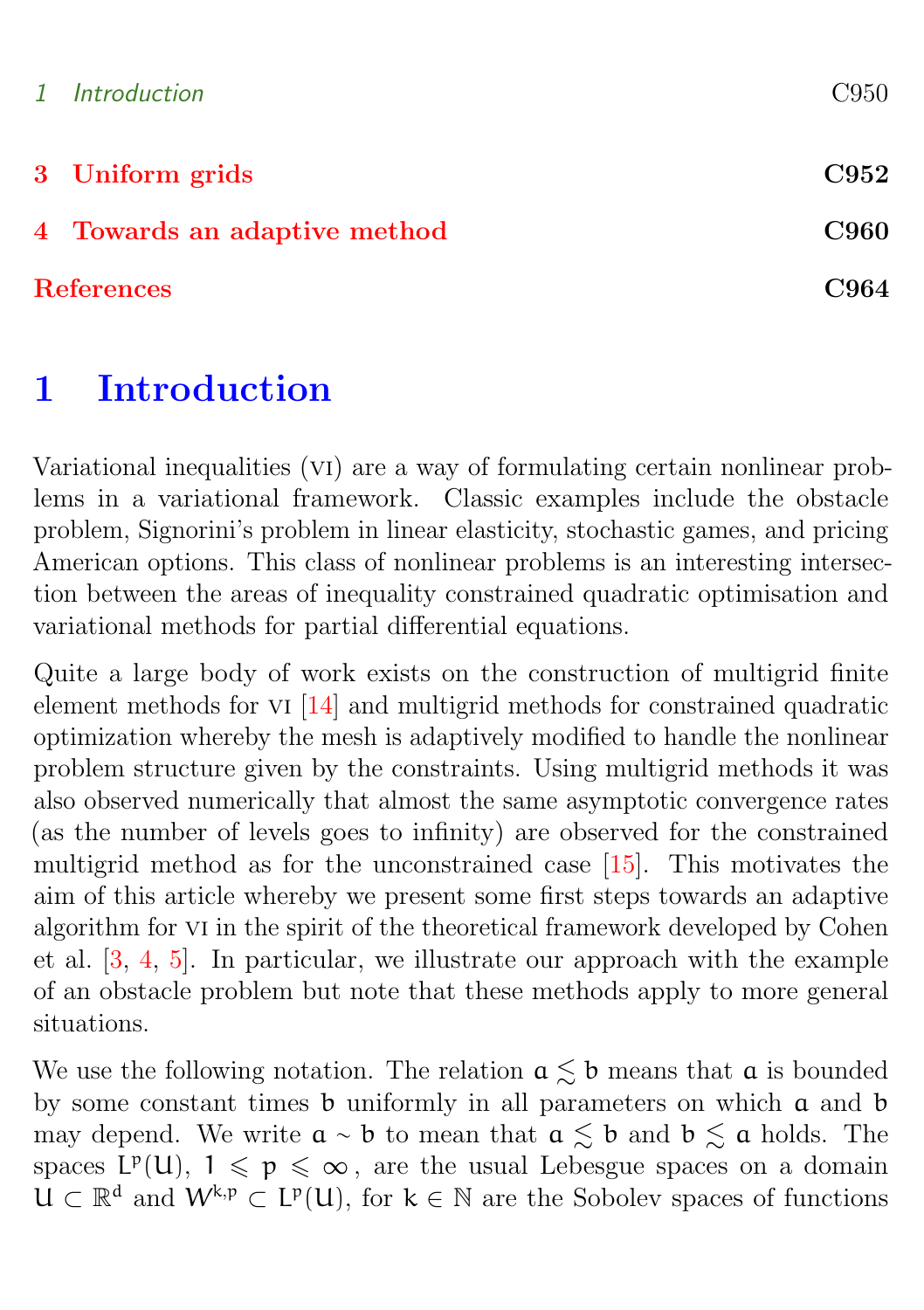| | | |
|---|---|---|
| 1 | Introduction | C950 |
| 3 | **Uniform grids** | **C952** |
| 4 | **Towards an adaptive method** | **C960** |
| | **References** | **C964** |

# 1 Introduction

Variational inequalities (VI) are a way of formulating certain nonlinear problems in a variational framework. Classic examples include the obstacle problem, Signorini's problem in linear elasticity, stochastic games, and pricing American options. This class of nonlinear problems is an interesting intersection between the areas of inequality constrained quadratic optimisation and variational methods for partial differential equations.

Quite a large body of work exists on the construction of multigrid finite element methods for VI [14] and multigrid methods for constrained quadratic optimization whereby the mesh is adaptively modified to handle the nonlinear problem structure given by the constraints. Using multigrid methods it was also observed numerically that almost the same asymptotic convergence rates (as the number of levels goes to infinity) are observed for the constrained multigrid method as for the unconstrained case [15]. This motivates the aim of this article whereby we present some first steps towards an adaptive algorithm for VI in the spirit of the theoretical framework developed by Cohen et al. [3, 4, 5]. In particular, we illustrate our approach with the example of an obstacle problem but note that these methods apply to more general situations.

We use the following notation. The relation $a \lesssim b$ means that $a$ is bounded by some constant times $b$ uniformly in all parameters on which $a$ and $b$ may depend. We write $a \sim b$ to mean that $a \lesssim b$ and $b \lesssim a$ holds. The spaces $L^p(U)$, $1 \leqslant p \leqslant \infty$, are the usual Lebesgue spaces on a domain $U \subset \mathbb{R}^d$ and $W^{k,p} \subset L^p(U)$, for $k \in \mathbb{N}$ are the Sobolev spaces of functions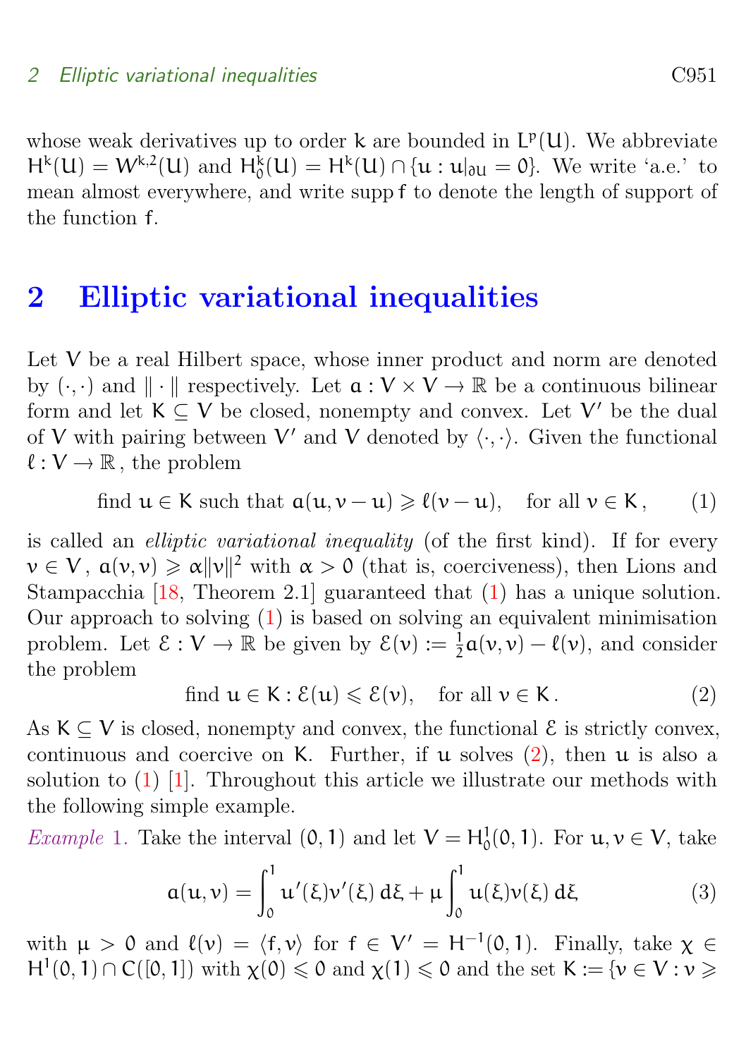whose weak derivatives up to order $k$ are bounded in $L^p(U)$. We abbreviate $H^k(U) = W^{k,2}(U)$ and $H^k_0(U) = H^k(U) \cap \{u : u|_{\partial U} = 0\}$. We write 'a.e.' to mean almost everywhere, and write $\operatorname{supp} f$ to denote the length of support of the function $f$.

## 2 Elliptic variational inequalities

Let $V$ be a real Hilbert space, whose inner product and norm are denoted by $(\cdot,\cdot)$ and $\|\cdot\|$ respectively. Let $a : V \times V \to \mathbb{R}$ be a continuous bilinear form and let $K \subseteq V$ be closed, nonempty and convex. Let $V'$ be the dual of $V$ with pairing between $V'$ and $V$ denoted by $\langle \cdot,\cdot \rangle$. Given the functional $\ell : V \to \mathbb{R}$, the problem

$$\text{find } u \in K \text{ such that } a(u, v-u) \geqslant \ell(v-u), \quad \text{for all } v \in K, \tag{1}$$

is called an *elliptic variational inequality* (of the first kind). If for every $v \in V$, $a(v,v) \geqslant \alpha\|v\|^2$ with $\alpha > 0$ (that is, coerciveness), then Lions and Stampacchia [18, Theorem 2.1] guaranteed that (1) has a unique solution. Our approach to solving (1) is based on solving an equivalent minimisation problem. Let $\mathcal{E} : V \to \mathbb{R}$ be given by $\mathcal{E}(v) := \frac{1}{2}a(v,v) - \ell(v)$, and consider the problem

$$\text{find } u \in K : \mathcal{E}(u) \leqslant \mathcal{E}(v), \quad \text{for all } v \in K. \tag{2}$$

As $K \subseteq V$ is closed, nonempty and convex, the functional $\mathcal{E}$ is strictly convex, continuous and coercive on $K$. Further, if $u$ solves (2), then $u$ is also a solution to (1) [1]. Throughout this article we illustrate our methods with the following simple example.

*Example* 1. Take the interval $(0,1)$ and let $V = H^1_0(0,1)$. For $u, v \in V$, take

$$a(u,v) = \int_0^1 u'(\xi)v'(\xi)\, d\xi + \mu \int_0^1 u(\xi)v(\xi)\, d\xi \tag{3}$$

with $\mu > 0$ and $\ell(v) = \langle f, v \rangle$ for $f \in V' = H^{-1}(0,1)$. Finally, take $\chi \in H^1(0,1) \cap C([0,1])$ with $\chi(0) \leqslant 0$ and $\chi(1) \leqslant 0$ and the set $K := \{v \in V : v \geqslant$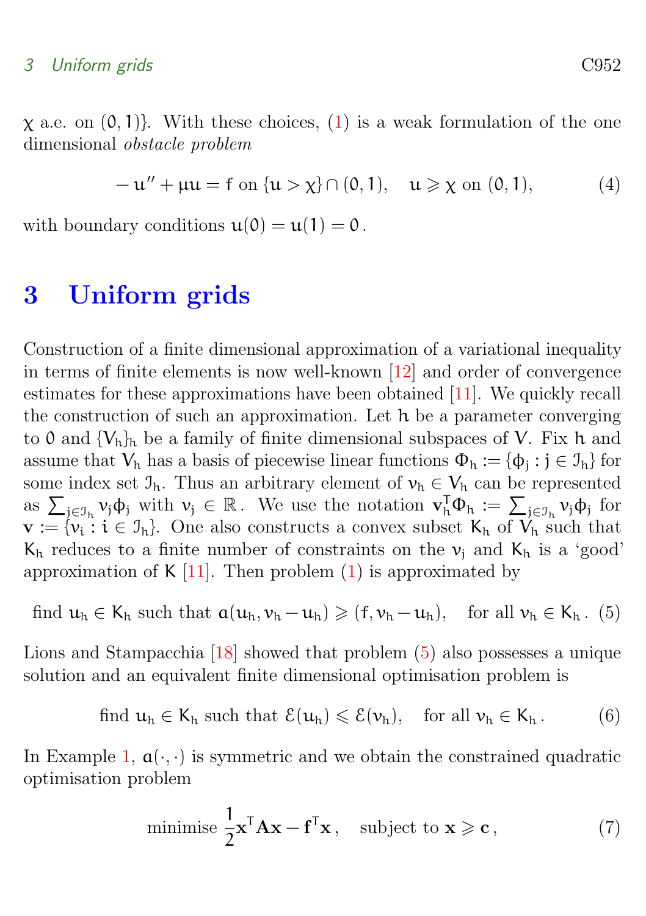$\chi$ a.e. on $(0,1)\}$. With these choices, (1) is a weak formulation of the one dimensional *obstacle problem*

$$-u'' + \mu u = f \text{ on } \{u > \chi\} \cap (0,1), \quad u \geqslant \chi \text{ on } (0,1), \tag{4}$$

with boundary conditions $u(0) = u(1) = 0$.

# 3 Uniform grids

Construction of a finite dimensional approximation of a variational inequality in terms of finite elements is now well-known [12] and order of convergence estimates for these approximations have been obtained [11]. We quickly recall the construction of such an approximation. Let $h$ be a parameter converging to $0$ and $\{V_h\}_h$ be a family of finite dimensional subspaces of $V$. Fix $h$ and assume that $V_h$ has a basis of piecewise linear functions $\Phi_h := \{\phi_j : j \in \mathcal{I}_h\}$ for some index set $\mathcal{I}_h$. Thus an arbitrary element of $v_h \in V_h$ can be represented as $\sum_{j \in \mathcal{I}_h} v_j \phi_j$ with $v_j \in \mathbb{R}$. We use the notation $\mathbf{v}_h^T \Phi_h := \sum_{j \in \mathcal{I}_h} v_j \phi_j$ for $\mathbf{v} := \{v_i : i \in \mathcal{I}_h\}$. One also constructs a convex subset $K_h$ of $V_h$ such that $K_h$ reduces to a finite number of constraints on the $v_j$ and $K_h$ is a 'good' approximation of $K$ [11]. Then problem (1) is approximated by

$$\text{find } u_h \in K_h \text{ such that } a(u_h, v_h - u_h) \geqslant (f, v_h - u_h), \quad \text{for all } v_h \in K_h\,. \tag{5}$$

Lions and Stampacchia [18] showed that problem (5) also possesses a unique solution and an equivalent finite dimensional optimisation problem is

$$\text{find } u_h \in K_h \text{ such that } \mathcal{E}(u_h) \leqslant \mathcal{E}(v_h), \quad \text{for all } v_h \in K_h\,. \tag{6}$$

In Example 1, $a(\cdot,\cdot)$ is symmetric and we obtain the constrained quadratic optimisation problem

$$\text{minimise } \frac{1}{2}\mathbf{x}^T \mathbf{A}\mathbf{x} - \mathbf{f}^T\mathbf{x}\,, \quad \text{subject to } \mathbf{x} \geqslant \mathbf{c}\,, \tag{7}$$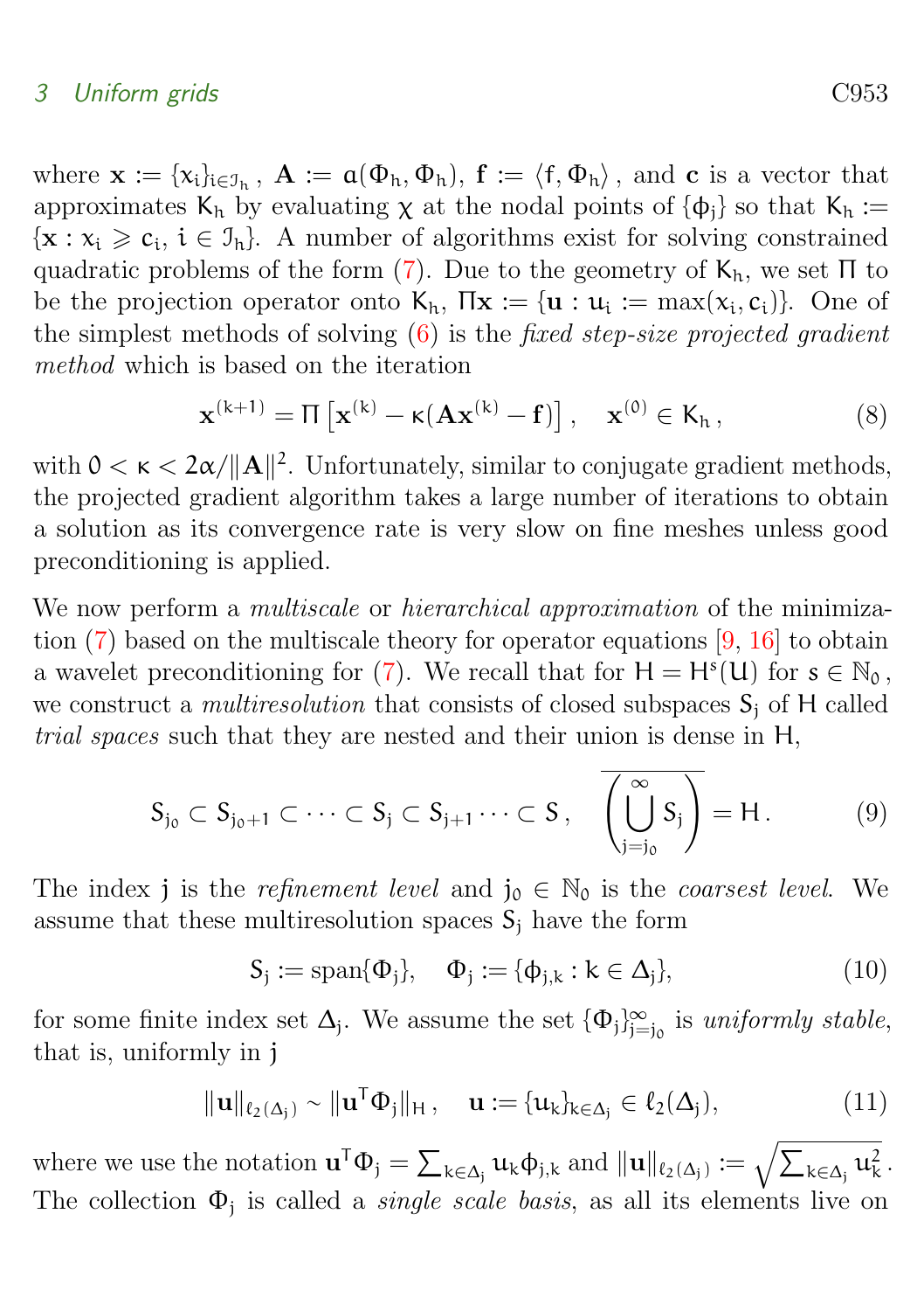where $\mathbf{x} := \{x_i\}_{i\in\mathcal{J}_h}$, $\mathbf{A} := a(\Phi_h, \Phi_h)$, $\mathbf{f} := \langle f, \Phi_h\rangle$, and $\mathbf{c}$ is a vector that approximates $K_h$ by evaluating $\chi$ at the nodal points of $\{\phi_j\}$ so that $K_h := \{\mathbf{x} : x_i \geqslant c_i,\ i \in \mathcal{J}_h\}$. A number of algorithms exist for solving constrained quadratic problems of the form (7). Due to the geometry of $K_h$, we set $\Pi$ to be the projection operator onto $K_h$, $\Pi\mathbf{x} := \{\mathbf{u} : u_i := \max(x_i, c_i)\}$. One of the simplest methods of solving (6) is the *fixed step-size projected gradient method* which is based on the iteration

$$\mathbf{x}^{(k+1)} = \Pi\left[\mathbf{x}^{(k)} - \kappa(\mathbf{A}\mathbf{x}^{(k)} - \mathbf{f})\right], \quad \mathbf{x}^{(0)} \in K_h\,, \tag{8}$$

with $0 < \kappa < 2\alpha/\|\mathbf{A}\|^2$. Unfortunately, similar to conjugate gradient methods, the projected gradient algorithm takes a large number of iterations to obtain a solution as its convergence rate is very slow on fine meshes unless good preconditioning is applied.

We now perform a *multiscale* or *hierarchical approximation* of the minimization (7) based on the multiscale theory for operator equations [9, 16] to obtain a wavelet preconditioning for (7). We recall that for $H = H^s(U)$ for $s \in \mathbb{N}_0$, we construct a *multiresolution* that consists of closed subspaces $S_j$ of $H$ called *trial spaces* such that they are nested and their union is dense in $H$,

$$S_{j_0} \subset S_{j_0+1} \subset \cdots \subset S_j \subset S_{j+1} \cdots \subset S\,, \quad \overline{\left(\bigcup_{j=j_0}^{\infty} S_j\right)} = H\,. \tag{9}$$

The index $j$ is the *refinement level* and $j_0 \in \mathbb{N}_0$ is the *coarsest level*. We assume that these multiresolution spaces $S_j$ have the form

$$S_j := \operatorname{span}\{\Phi_j\}, \quad \Phi_j := \{\phi_{j,k} : k \in \Delta_j\}, \tag{10}$$

for some finite index set $\Delta_j$. We assume the set $\{\Phi_j\}_{j=j_0}^{\infty}$ is *uniformly stable*, that is, uniformly in $j$

$$\|\mathbf{u}\|_{\ell_2(\Delta_j)} \sim \|\mathbf{u}^T\Phi_j\|_H\,, \quad \mathbf{u} := \{u_k\}_{k\in\Delta_j} \in \ell_2(\Delta_j), \tag{11}$$

where we use the notation $\mathbf{u}^T\Phi_j = \sum_{k\in\Delta_j} u_k\phi_{j,k}$ and $\|\mathbf{u}\|_{\ell_2(\Delta_j)} := \sqrt{\sum_{k\in\Delta_j} u_k^2}$. The collection $\Phi_j$ is called a *single scale basis*, as all its elements live on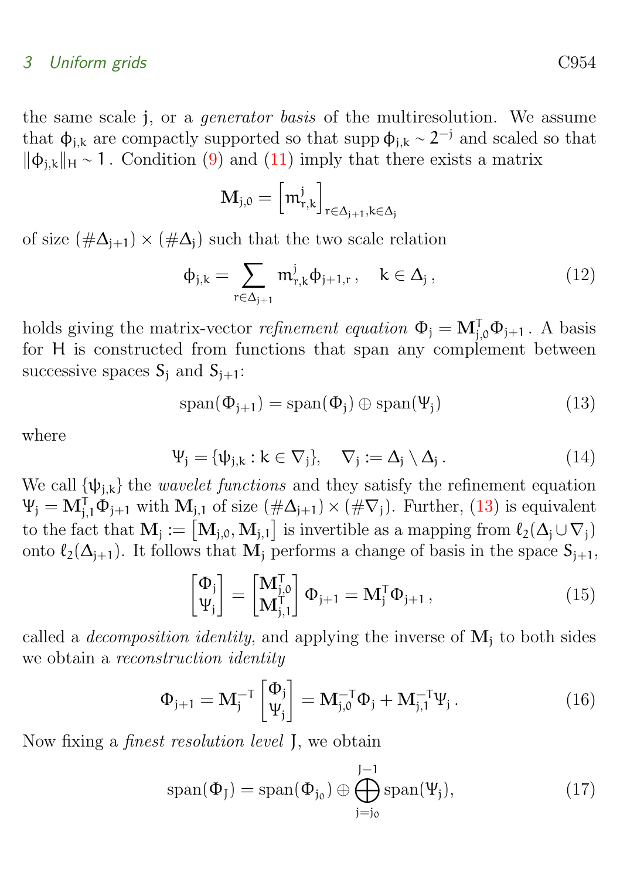the same scale $j$, or a *generator basis* of the multiresolution. We assume that $\phi_{j,k}$ are compactly supported so that $\operatorname{supp} \phi_{j,k} \sim 2^{-j}$ and scaled so that $\|\phi_{j,k}\|_H \sim 1$. Condition (9) and (11) imply that there exists a matrix

$$\mathbf{M}_{j,0} = \left[ m^j_{r,k} \right]_{r \in \Delta_{j+1}, k \in \Delta_j}$$

of size $(\#\Delta_{j+1}) \times (\#\Delta_j)$ such that the two scale relation

$$\phi_{j,k} = \sum_{r \in \Delta_{j+1}} m^j_{r,k} \phi_{j+1,r}\,, \quad k \in \Delta_j\,, \tag{12}$$

holds giving the matrix-vector *refinement equation* $\Phi_j = \mathbf{M}^T_{j,0} \Phi_{j+1}$. A basis for $H$ is constructed from functions that span any complement between successive spaces $S_j$ and $S_{j+1}$:

$$\operatorname{span}(\Phi_{j+1}) = \operatorname{span}(\Phi_j) \oplus \operatorname{span}(\Psi_j) \tag{13}$$

where

$$\Psi_j = \{\psi_{j,k} : k \in \nabla_j\}, \quad \nabla_j := \Delta_j \setminus \Delta_j\,. \tag{14}$$

We call $\{\psi_{j,k}\}$ the *wavelet functions* and they satisfy the refinement equation $\Psi_j = \mathbf{M}^T_{j,1} \Phi_{j+1}$ with $\mathbf{M}_{j,1}$ of size $(\#\Delta_{j+1}) \times (\#\nabla_j)$. Further, (13) is equivalent to the fact that $\mathbf{M}_j := \left[\mathbf{M}_{j,0}, \mathbf{M}_{j,1}\right]$ is invertible as a mapping from $\ell_2(\Delta_j \cup \nabla_j)$ onto $\ell_2(\Delta_{j+1})$. It follows that $\mathbf{M}_j$ performs a change of basis in the space $S_{j+1}$,

$$\begin{bmatrix} \Phi_j \\ \Psi_j \end{bmatrix} = \begin{bmatrix} \mathbf{M}^T_{j,0} \\ \mathbf{M}^T_{j,1} \end{bmatrix} \Phi_{j+1} = \mathbf{M}^T_j \Phi_{j+1}\,, \tag{15}$$

called a *decomposition identity*, and applying the inverse of $\mathbf{M}_j$ to both sides we obtain a *reconstruction identity*

$$\Phi_{j+1} = \mathbf{M}^{-T}_j \begin{bmatrix} \Phi_j \\ \Psi_j \end{bmatrix} = \mathbf{M}^{-T}_{j,0} \Phi_j + \mathbf{M}^{-T}_{j,1} \Psi_j\,. \tag{16}$$

Now fixing a *finest resolution level* $J$, we obtain

$$\operatorname{span}(\Phi_J) = \operatorname{span}(\Phi_{j_0}) \oplus \bigoplus_{j=j_0}^{J-1} \operatorname{span}(\Psi_j), \tag{17}$$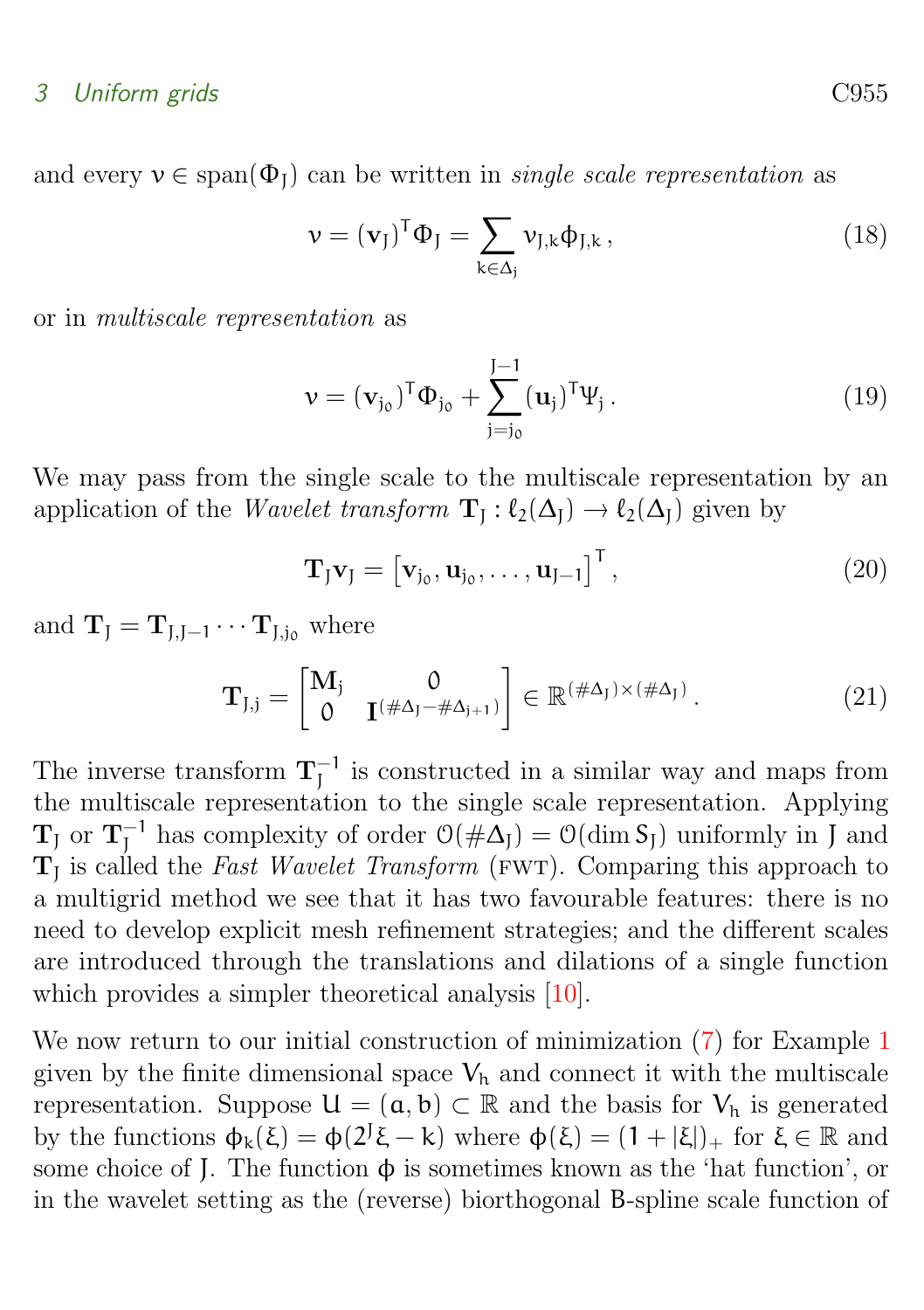and every $v \in \operatorname{span}(\Phi_J)$ can be written in *single scale representation* as

$$v = (\mathbf{v}_J)^\top \Phi_J = \sum_{k \in \Delta_j} v_{J,k} \phi_{J,k}\,, \tag{18}$$

or in *multiscale representation* as

$$v = (\mathbf{v}_{j_0})^\top \Phi_{j_0} + \sum_{j=j_0}^{J-1} (\mathbf{u}_j)^\top \Psi_j\,. \tag{19}$$

We may pass from the single scale to the multiscale representation by an application of the *Wavelet transform* $\mathbf{T}_J : \ell_2(\Delta_J) \to \ell_2(\Delta_J)$ given by

$$\mathbf{T}_J \mathbf{v}_J = \left[\mathbf{v}_{j_0}, \mathbf{u}_{j_0}, \ldots, \mathbf{u}_{J-1}\right]^\top, \tag{20}$$

and $\mathbf{T}_J = \mathbf{T}_{J,J-1} \cdots \mathbf{T}_{J,j_0}$ where

$$\mathbf{T}_{J,j} = \begin{bmatrix} \mathbf{M}_j & 0 \\ 0 & \mathbf{I}^{(\#\Delta_J - \#\Delta_{j+1})} \end{bmatrix} \in \mathbb{R}^{(\#\Delta_J) \times (\#\Delta_J)}\,. \tag{21}$$

The inverse transform $\mathbf{T}_J^{-1}$ is constructed in a similar way and maps from the multiscale representation to the single scale representation. Applying $\mathbf{T}_J$ or $\mathbf{T}_J^{-1}$ has complexity of order $\mathcal{O}(\#\Delta_J) = \mathcal{O}(\dim S_J)$ uniformly in $J$ and $\mathbf{T}_J$ is called the *Fast Wavelet Transform* (FWT). Comparing this approach to a multigrid method we see that it has two favourable features: there is no need to develop explicit mesh refinement strategies; and the different scales are introduced through the translations and dilations of a single function which provides a simpler theoretical analysis [10].

We now return to our initial construction of minimization (7) for Example 1 given by the finite dimensional space $V_h$ and connect it with the multiscale representation. Suppose $U = (a, b) \subset \mathbb{R}$ and the basis for $V_h$ is generated by the functions $\phi_k(\xi) = \phi(2^J \xi - k)$ where $\phi(\xi) = (1 + |\xi|)_+$ for $\xi \in \mathbb{R}$ and some choice of $J$. The function $\phi$ is sometimes known as the 'hat function', or in the wavelet setting as the (reverse) biorthogonal B-spline scale function of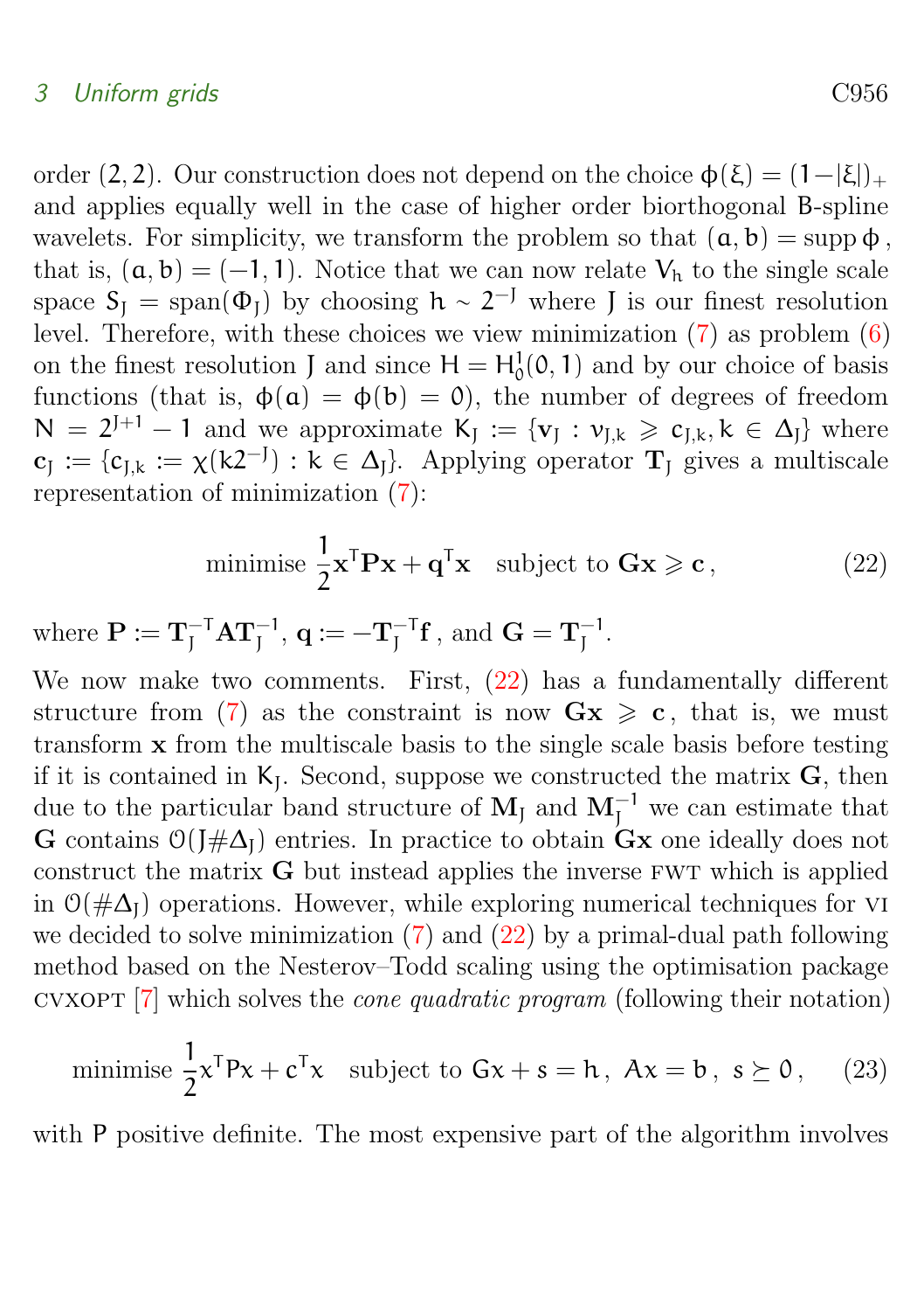order $(2, 2)$. Our construction does not depend on the choice $\phi(\xi) = (1-|\xi|)_+$ and applies equally well in the case of higher order biorthogonal B-spline wavelets. For simplicity, we transform the problem so that $(a, b) = \operatorname{supp} \phi$, that is, $(a, b) = (-1, 1)$. Notice that we can now relate $V_h$ to the single scale space $S_J = \operatorname{span}(\Phi_J)$ by choosing $h \sim 2^{-J}$ where $J$ is our finest resolution level. Therefore, with these choices we view minimization (7) as problem (6) on the finest resolution $J$ and since $H = H_0^1(0, 1)$ and by our choice of basis functions (that is, $\phi(a) = \phi(b) = 0$), the number of degrees of freedom $N = 2^{J+1} - 1$ and we approximate $K_J := \{\mathbf{v}_J : v_{J,k} \geqslant c_{J,k}, k \in \Delta_J\}$ where $\mathbf{c}_J := \{c_{J,k} := \chi(k2^{-J}) : k \in \Delta_J\}$. Applying operator $\mathbf{T}_J$ gives a multiscale representation of minimization (7):

$$\text{minimise } \frac{1}{2}\mathbf{x}^T\mathbf{P}\mathbf{x} + \mathbf{q}^T\mathbf{x} \quad \text{subject to } \mathbf{G}\mathbf{x} \geqslant \mathbf{c}\,, \tag{22}$$

where $\mathbf{P} := \mathbf{T}_J^{-T}\mathbf{A}\mathbf{T}_J^{-1}$, $\mathbf{q} := -\mathbf{T}_J^{-T}\mathbf{f}$, and $\mathbf{G} = \mathbf{T}_J^{-1}$.

We now make two comments. First, (22) has a fundamentally different structure from (7) as the constraint is now $\mathbf{G}\mathbf{x} \geqslant \mathbf{c}$, that is, we must transform $\mathbf{x}$ from the multiscale basis to the single scale basis before testing if it is contained in $K_J$. Second, suppose we constructed the matrix $\mathbf{G}$, then due to the particular band structure of $\mathbf{M}_J$ and $\mathbf{M}_J^{-1}$ we can estimate that $\mathbf{G}$ contains $\mathcal{O}(J\#\Delta_J)$ entries. In practice to obtain $\mathbf{G}\mathbf{x}$ one ideally does not construct the matrix $\mathbf{G}$ but instead applies the inverse FWT which is applied in $\mathcal{O}(\#\Delta_J)$ operations. However, while exploring numerical techniques for VI we decided to solve minimization (7) and (22) by a primal-dual path following method based on the Nesterov–Todd scaling using the optimisation package CVXOPT [7] which solves the *cone quadratic program* (following their notation)

$$\text{minimise } \frac{1}{2}x^T P x + c^T x \quad \text{subject to } Gx + s = h\,,\ Ax = b\,,\ s \succeq 0\,, \tag{23}$$

with $P$ positive definite. The most expensive part of the algorithm involves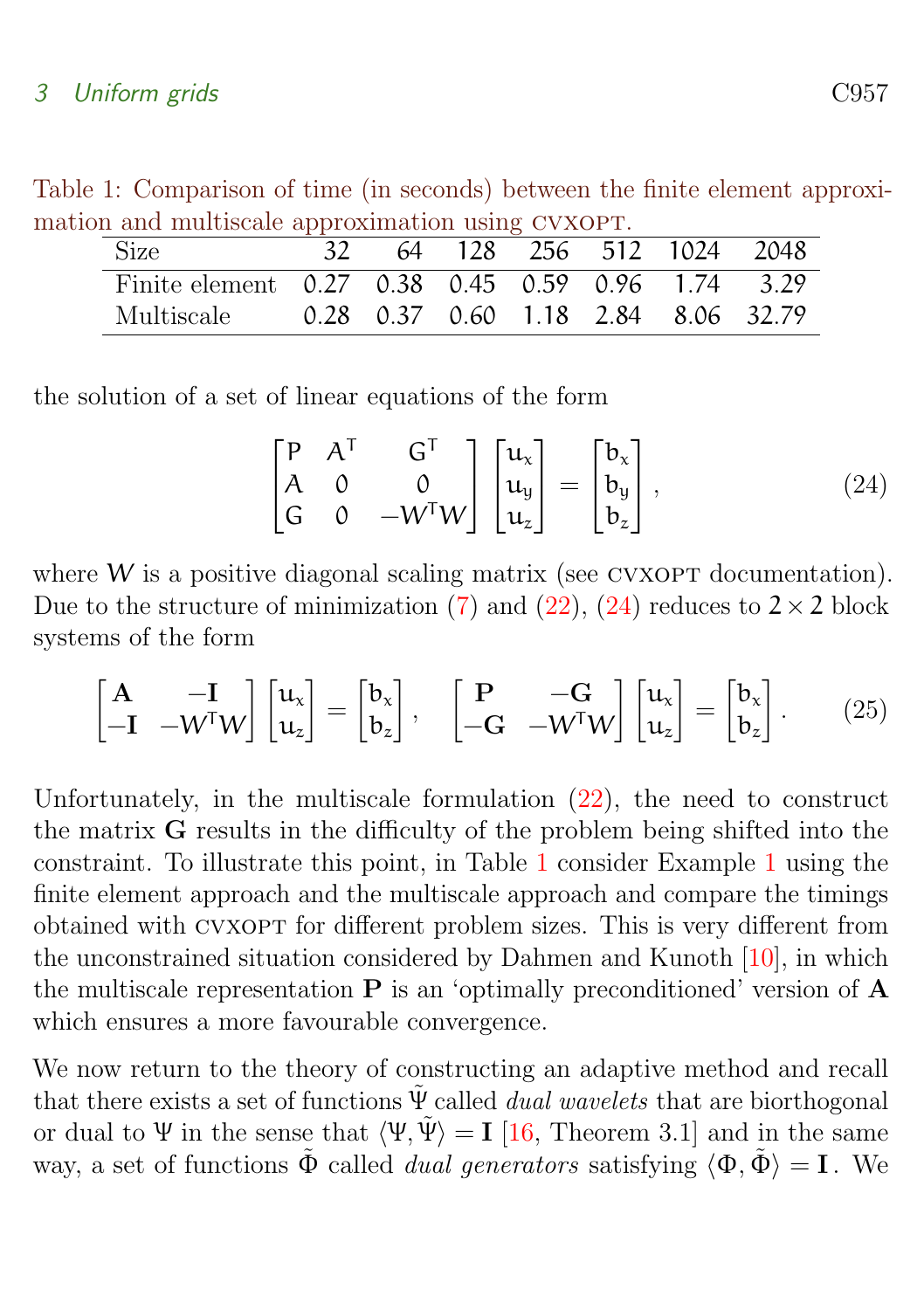Table 1: Comparison of time (in seconds) between the finite element approximation and multiscale approximation using CVXOPT.

| Size | 32 | 64 | 128 | 256 | 512 | 1024 | 2048 |
|---|---|---|---|---|---|---|---|
| Finite element | 0.27 | 0.38 | 0.45 | 0.59 | 0.96 | 1.74 | 3.29 |
| Multiscale | 0.28 | 0.37 | 0.60 | 1.18 | 2.84 | 8.06 | 32.79 |

the solution of a set of linear equations of the form

$$\begin{bmatrix} P & A^T & G^T \\ A & 0 & 0 \\ G & 0 & -W^TW \end{bmatrix} \begin{bmatrix} u_x \\ u_y \\ u_z \end{bmatrix} = \begin{bmatrix} b_x \\ b_y \\ b_z \end{bmatrix}, \tag{24}$$

where $W$ is a positive diagonal scaling matrix (see CVXOPT documentation). Due to the structure of minimization (7) and (22), (24) reduces to $2 \times 2$ block systems of the form

$$\begin{bmatrix} \mathbf{A} & -\mathbf{I} \\ -\mathbf{I} & -W^TW \end{bmatrix} \begin{bmatrix} u_x \\ u_z \end{bmatrix} = \begin{bmatrix} b_x \\ b_z \end{bmatrix}, \quad \begin{bmatrix} \mathbf{P} & -\mathbf{G} \\ -\mathbf{G} & -W^TW \end{bmatrix} \begin{bmatrix} u_x \\ u_z \end{bmatrix} = \begin{bmatrix} b_x \\ b_z \end{bmatrix}. \tag{25}$$

Unfortunately, in the multiscale formulation (22), the need to construct the matrix $\mathbf{G}$ results in the difficulty of the problem being shifted into the constraint. To illustrate this point, in Table 1 consider Example 1 using the finite element approach and the multiscale approach and compare the timings obtained with CVXOPT for different problem sizes. This is very different from the unconstrained situation considered by Dahmen and Kunoth [10], in which the multiscale representation $\mathbf{P}$ is an 'optimally preconditioned' version of $\mathbf{A}$ which ensures a more favourable convergence.

We now return to the theory of constructing an adaptive method and recall that there exists a set of functions $\tilde{\Psi}$ called *dual wavelets* that are biorthogonal or dual to $\Psi$ in the sense that $\langle \Psi, \tilde{\Psi} \rangle = \mathbf{I}$ [16, Theorem 3.1] and in the same way, a set of functions $\tilde{\Phi}$ called *dual generators* satisfying $\langle \Phi, \tilde{\Phi} \rangle = \mathbf{I}$. We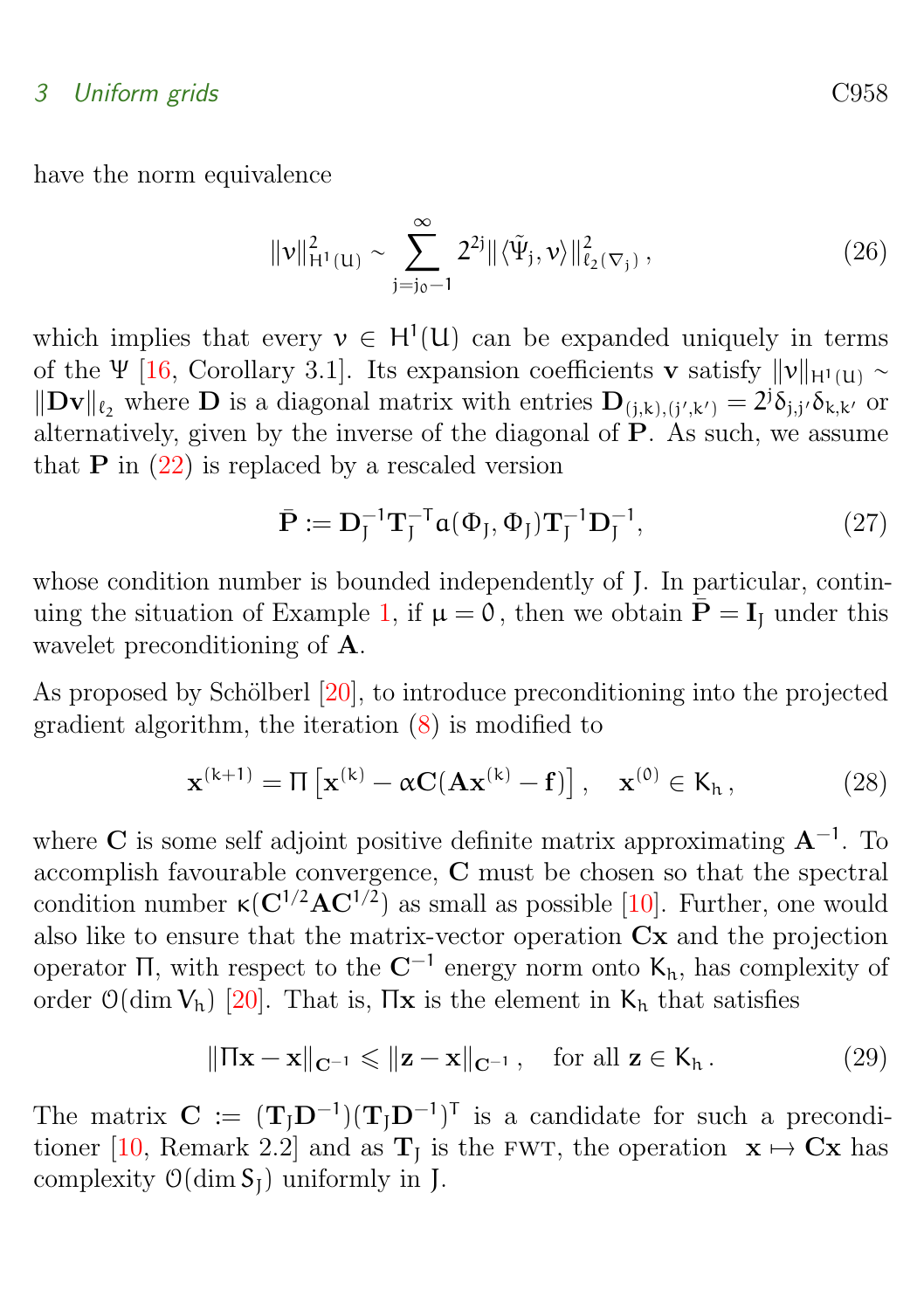have the norm equivalence

$$\|v\|^2_{H^1(U)} \sim \sum_{j=j_0-1}^{\infty} 2^{2j} \|\langle \tilde{\Psi}_j, v\rangle\|^2_{\ell_2(\nabla_j)}\,, \tag{26}$$

which implies that every $v \in H^1(U)$ can be expanded uniquely in terms of the $\Psi$ [16, Corollary 3.1]. Its expansion coefficients $\mathbf{v}$ satisfy $\|v\|_{H^1(U)} \sim \|\mathbf{D}\mathbf{v}\|_{\ell_2}$ where $\mathbf{D}$ is a diagonal matrix with entries $\mathbf{D}_{(j,k),(j',k')} = 2^j \delta_{j,j'}\delta_{k,k'}$ or alternatively, given by the inverse of the diagonal of $\mathbf{P}$. As such, we assume that $\mathbf{P}$ in (22) is replaced by a rescaled version

$$\bar{\mathbf{P}} := \mathbf{D}_J^{-1}\mathbf{T}_J^{-\mathsf{T}} a(\Phi_J, \Phi_J)\mathbf{T}_J^{-1}\mathbf{D}_J^{-1}, \tag{27}$$

whose condition number is bounded independently of $J$. In particular, continuing the situation of Example 1, if $\mu = 0$, then we obtain $\bar{\mathbf{P}} = \mathbf{I}_J$ under this wavelet preconditioning of $\mathbf{A}$.

As proposed by Schölberl [20], to introduce preconditioning into the projected gradient algorithm, the iteration (8) is modified to

$$\mathbf{x}^{(k+1)} = \Pi\left[\mathbf{x}^{(k)} - \alpha\mathbf{C}(\mathbf{A}\mathbf{x}^{(k)} - \mathbf{f})\right], \quad \mathbf{x}^{(0)} \in K_h\,, \tag{28}$$

where $\mathbf{C}$ is some self adjoint positive definite matrix approximating $\mathbf{A}^{-1}$. To accomplish favourable convergence, $\mathbf{C}$ must be chosen so that the spectral condition number $\kappa(\mathbf{C}^{1/2}\mathbf{A}\mathbf{C}^{1/2})$ as small as possible [10]. Further, one would also like to ensure that the matrix-vector operation $\mathbf{C}\mathbf{x}$ and the projection operator $\Pi$, with respect to the $\mathbf{C}^{-1}$ energy norm onto $K_h$, has complexity of order $\mathcal{O}(\dim V_h)$ [20]. That is, $\Pi\mathbf{x}$ is the element in $K_h$ that satisfies

$$\|\Pi\mathbf{x} - \mathbf{x}\|_{\mathbf{C}^{-1}} \leqslant \|\mathbf{z} - \mathbf{x}\|_{\mathbf{C}^{-1}}\,, \quad \text{for all } \mathbf{z} \in K_h\,. \tag{29}$$

The matrix $\mathbf{C} := (\mathbf{T}_J\mathbf{D}^{-1})(\mathbf{T}_J\mathbf{D}^{-1})^{\mathsf{T}}$ is a candidate for such a preconditioner [10, Remark 2.2] and as $\mathbf{T}_J$ is the FWT, the operation $\mathbf{x} \mapsto \mathbf{C}\mathbf{x}$ has complexity $\mathcal{O}(\dim S_J)$ uniformly in $J$.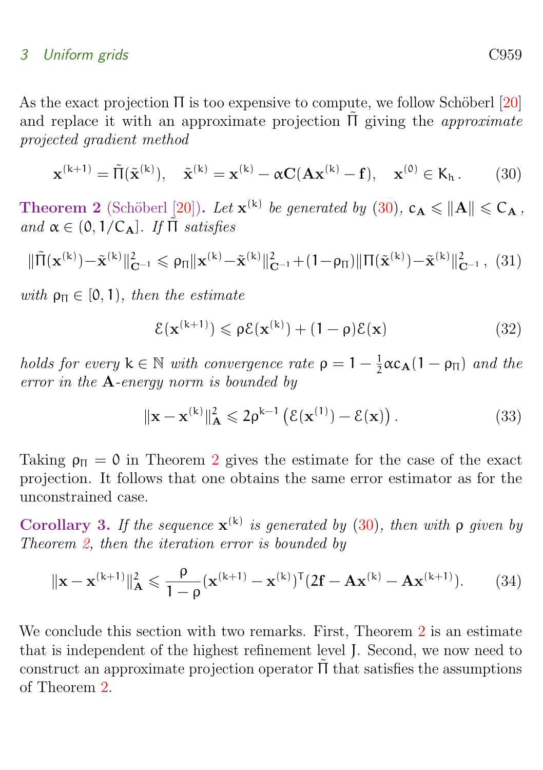As the exact projection $\Pi$ is too expensive to compute, we follow Schöberl [20] and replace it with an approximate projection $\tilde{\Pi}$ giving the *approximate projected gradient method*

$$\mathbf{x}^{(k+1)} = \tilde{\Pi}(\tilde{\mathbf{x}}^{(k)}), \quad \tilde{\mathbf{x}}^{(k)} = \mathbf{x}^{(k)} - \alpha \mathbf{C}(\mathbf{A}\mathbf{x}^{(k)} - \mathbf{f}), \quad \mathbf{x}^{(0)} \in K_h \,. \tag{30}$$

**Theorem 2** (Schöberl [20]). *Let $\mathbf{x}^{(k)}$ be generated by (30), $c_{\mathbf{A}} \leqslant \|\mathbf{A}\| \leqslant C_{\mathbf{A}}$, and $\alpha \in (0, 1/C_{\mathbf{A}}]$. If $\tilde{\Pi}$ satisfies*

$$\|\tilde{\Pi}(\mathbf{x}^{(k)}) - \tilde{\mathbf{x}}^{(k)}\|^2_{\mathbf{C}^{-1}} \leqslant \rho_\Pi \|\mathbf{x}^{(k)} - \tilde{\mathbf{x}}^{(k)}\|^2_{\mathbf{C}^{-1}} + (1 - \rho_\Pi)\|\Pi(\tilde{\mathbf{x}}^{(k)}) - \tilde{\mathbf{x}}^{(k)}\|^2_{\mathbf{C}^{-1}} \,, \tag{31}$$

*with $\rho_\Pi \in [0, 1)$, then the estimate*

$$\mathcal{E}(\mathbf{x}^{(k+1)}) \leqslant \rho \mathcal{E}(\mathbf{x}^{(k)}) + (1 - \rho)\mathcal{E}(\mathbf{x}) \tag{32}$$

*holds for every $k \in \mathbb{N}$ with convergence rate $\rho = 1 - \frac{1}{2}\alpha c_{\mathbf{A}}(1 - \rho_\Pi)$ and the error in the $\mathbf{A}$-energy norm is bounded by*

$$\|\mathbf{x} - \mathbf{x}^{(k)}\|^2_{\mathbf{A}} \leqslant 2\rho^{k-1}\left(\mathcal{E}(\mathbf{x}^{(1)}) - \mathcal{E}(\mathbf{x})\right). \tag{33}$$

Taking $\rho_\Pi = 0$ in Theorem 2 gives the estimate for the case of the exact projection. It follows that one obtains the same error estimator as for the unconstrained case.

**Corollary 3.** *If the sequence $\mathbf{x}^{(k)}$ is generated by (30), then with $\rho$ given by Theorem 2, then the iteration error is bounded by*

$$\|\mathbf{x} - \mathbf{x}^{(k+1)}\|^2_{\mathbf{A}} \leqslant \frac{\rho}{1-\rho}(\mathbf{x}^{(k+1)} - \mathbf{x}^{(k)})^T(2\mathbf{f} - \mathbf{A}\mathbf{x}^{(k)} - \mathbf{A}\mathbf{x}^{(k+1)}). \tag{34}$$

We conclude this section with two remarks. First, Theorem 2 is an estimate that is independent of the highest refinement level $J$. Second, we now need to construct an approximate projection operator $\tilde{\Pi}$ that satisfies the assumptions of Theorem 2.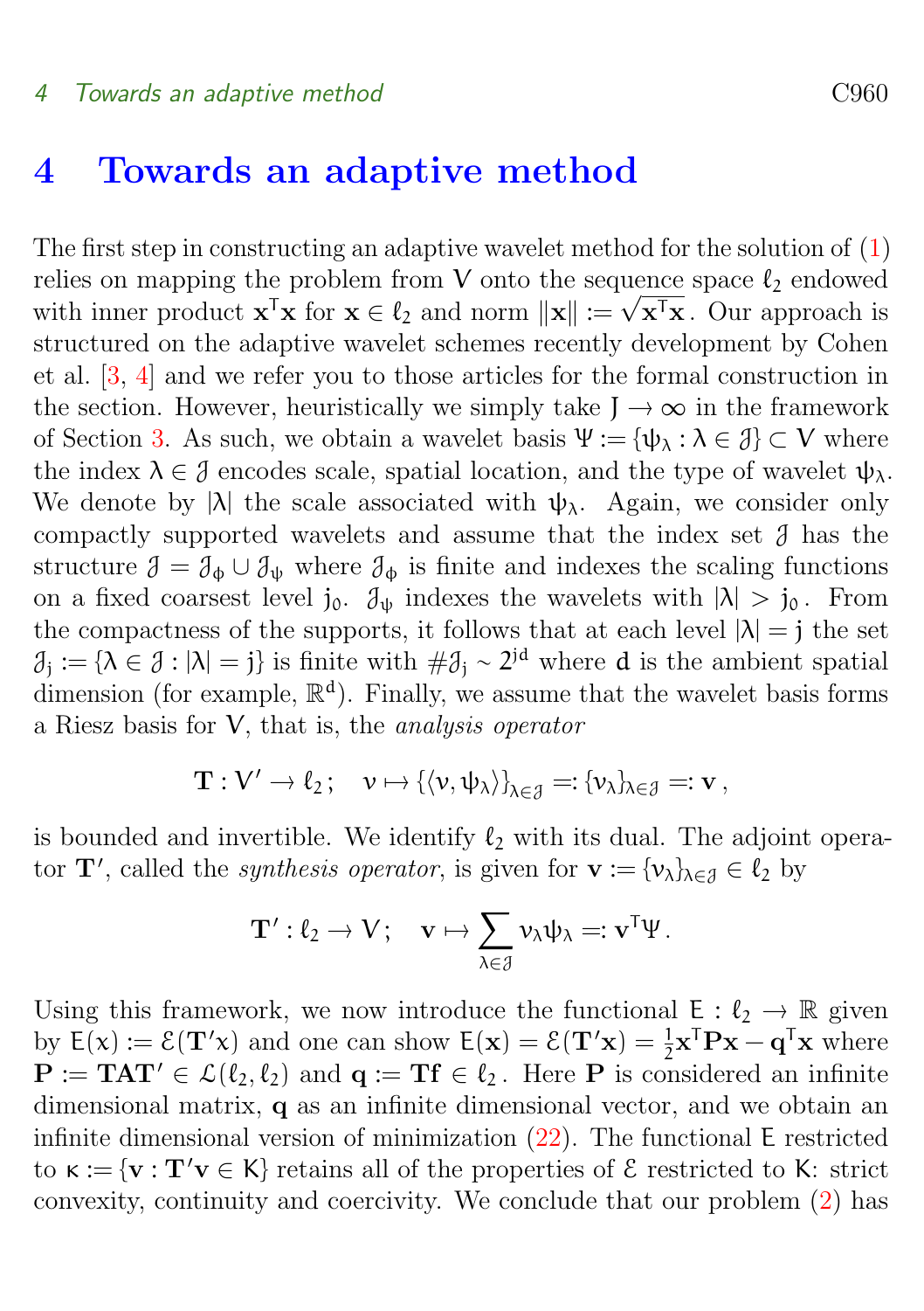# 4 Towards an adaptive method

The first step in constructing an adaptive wavelet method for the solution of (1) relies on mapping the problem from $V$ onto the sequence space $\ell_2$ endowed with inner product $\mathbf{x}^T\mathbf{x}$ for $\mathbf{x} \in \ell_2$ and norm $\|\mathbf{x}\| := \sqrt{\mathbf{x}^T\mathbf{x}}$. Our approach is structured on the adaptive wavelet schemes recently development by Cohen et al. [3, 4] and we refer you to those articles for the formal construction in the section. However, heuristically we simply take $J \to \infty$ in the framework of Section 3. As such, we obtain a wavelet basis $\Psi := \{\psi_\lambda : \lambda \in \mathcal{J}\} \subset V$ where the index $\lambda \in \mathcal{J}$ encodes scale, spatial location, and the type of wavelet $\psi_\lambda$. We denote by $|\lambda|$ the scale associated with $\psi_\lambda$. Again, we consider only compactly supported wavelets and assume that the index set $\mathcal{J}$ has the structure $\mathcal{J} = \mathcal{J}_\phi \cup \mathcal{J}_\psi$ where $\mathcal{J}_\phi$ is finite and indexes the scaling functions on a fixed coarsest level $j_0$. $\mathcal{J}_\psi$ indexes the wavelets with $|\lambda| > j_0$. From the compactness of the supports, it follows that at each level $|\lambda| = j$ the set $\mathcal{J}_j := \{\lambda \in \mathcal{J} : |\lambda| = j\}$ is finite with $\#\mathcal{J}_j \sim 2^{jd}$ where $d$ is the ambient spatial dimension (for example, $\mathbb{R}^d$). Finally, we assume that the wavelet basis forms a Riesz basis for $V$, that is, the *analysis operator*

$$\mathbf{T} : V' \to \ell_2 ; \quad v \mapsto \{\langle v, \psi_\lambda \rangle\}_{\lambda \in \mathcal{J}} =: \{v_\lambda\}_{\lambda \in \mathcal{J}} =: \mathbf{v} ,$$

is bounded and invertible. We identify $\ell_2$ with its dual. The adjoint operator $\mathbf{T}'$, called the *synthesis operator*, is given for $\mathbf{v} := \{v_\lambda\}_{\lambda \in \mathcal{J}} \in \ell_2$ by

$$\mathbf{T}' : \ell_2 \to V ; \quad \mathbf{v} \mapsto \sum_{\lambda \in \mathcal{J}} v_\lambda \psi_\lambda =: \mathbf{v}^T \Psi .$$

Using this framework, we now introduce the functional $\mathsf{E} : \ell_2 \to \mathbb{R}$ given by $\mathsf{E}(x) := \mathcal{E}(\mathbf{T}'x)$ and one can show $\mathsf{E}(\mathbf{x}) = \mathcal{E}(\mathbf{T}'\mathbf{x}) = \frac{1}{2}\mathbf{x}^T\mathbf{P}\mathbf{x} - \mathbf{q}^T\mathbf{x}$ where $\mathbf{P} := \mathbf{T}\mathsf{A}\mathbf{T}' \in \mathcal{L}(\ell_2, \ell_2)$ and $\mathbf{q} := \mathbf{T}\mathsf{f} \in \ell_2$. Here $\mathbf{P}$ is considered an infinite dimensional matrix, $\mathbf{q}$ as an infinite dimensional vector, and we obtain an infinite dimensional version of minimization (22). The functional $\mathsf{E}$ restricted to $\kappa := \{\mathbf{v} : \mathbf{T}'\mathbf{v} \in \mathsf{K}\}$ retains all of the properties of $\mathcal{E}$ restricted to $\mathsf{K}$: strict convexity, continuity and coercivity. We conclude that our problem (2) has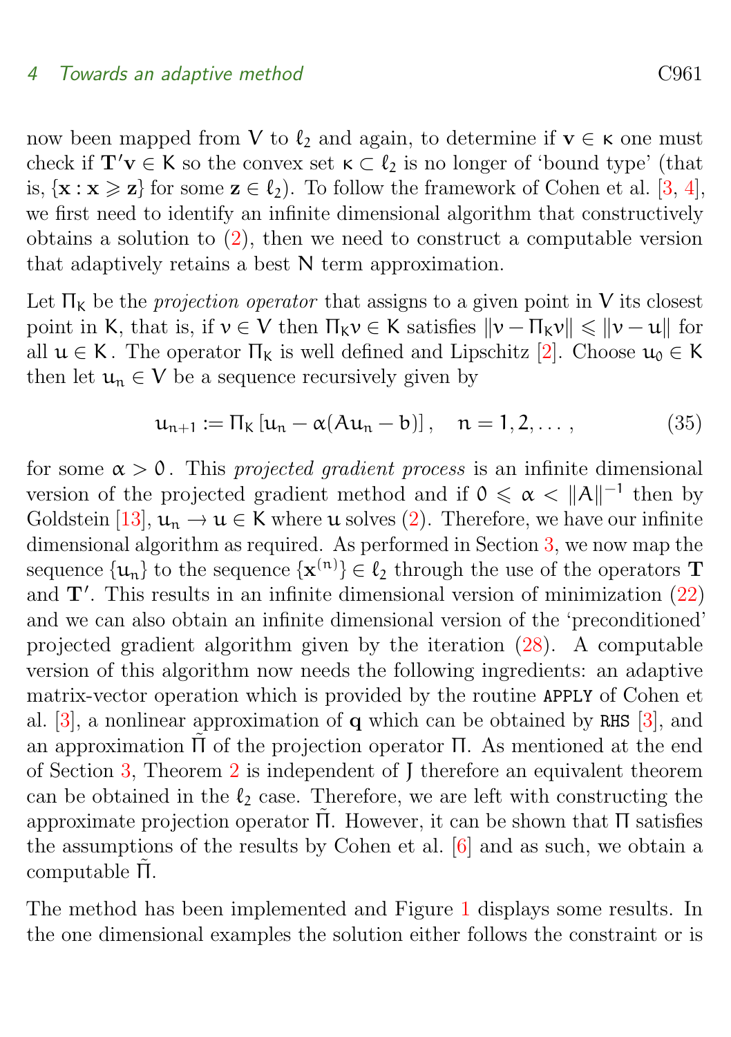now been mapped from $V$ to $\ell_2$ and again, to determine if $\mathbf{v} \in \kappa$ one must check if $\mathbf{T}'\mathbf{v} \in K$ so the convex set $\kappa \subset \ell_2$ is no longer of 'bound type' (that is, $\{\mathbf{x} : \mathbf{x} \geqslant \mathbf{z}\}$ for some $\mathbf{z} \in \ell_2$). To follow the framework of Cohen et al. [3, 4], we first need to identify an infinite dimensional algorithm that constructively obtains a solution to (2), then we need to construct a computable version that adaptively retains a best $N$ term approximation.

Let $\Pi_K$ be the *projection operator* that assigns to a given point in $V$ its closest point in $K$, that is, if $v \in V$ then $\Pi_K v \in K$ satisfies $\|v - \Pi_K v\| \leqslant \|v - u\|$ for all $u \in K$. The operator $\Pi_K$ is well defined and Lipschitz [2]. Choose $u_0 \in K$ then let $u_n \in V$ be a sequence recursively given by

$$u_{n+1} := \Pi_K \left[ u_n - \alpha(Au_n - b) \right], \quad n = 1, 2, \ldots, \tag{35}$$

for some $\alpha > 0$. This *projected gradient process* is an infinite dimensional version of the projected gradient method and if $0 \leqslant \alpha < \|A\|^{-1}$ then by Goldstein [13], $u_n \to u \in K$ where $u$ solves (2). Therefore, we have our infinite dimensional algorithm as required. As performed in Section 3, we now map the sequence $\{u_n\}$ to the sequence $\{\mathbf{x}^{(n)}\} \in \ell_2$ through the use of the operators $\mathbf{T}$ and $\mathbf{T}'$. This results in an infinite dimensional version of minimization (22) and we can also obtain an infinite dimensional version of the 'preconditioned' projected gradient algorithm given by the iteration (28). A computable version of this algorithm now needs the following ingredients: an adaptive matrix-vector operation which is provided by the routine `APPLY` of Cohen et al. [3], a nonlinear approximation of $\mathbf{q}$ which can be obtained by `RHS` [3], and an approximation $\tilde{\Pi}$ of the projection operator $\Pi$. As mentioned at the end of Section 3, Theorem 2 is independent of $J$ therefore an equivalent theorem can be obtained in the $\ell_2$ case. Therefore, we are left with constructing the approximate projection operator $\tilde{\Pi}$. However, it can be shown that $\Pi$ satisfies the assumptions of the results by Cohen et al. [6] and as such, we obtain a computable $\tilde{\Pi}$.

The method has been implemented and Figure 1 displays some results. In the one dimensional examples the solution either follows the constraint or is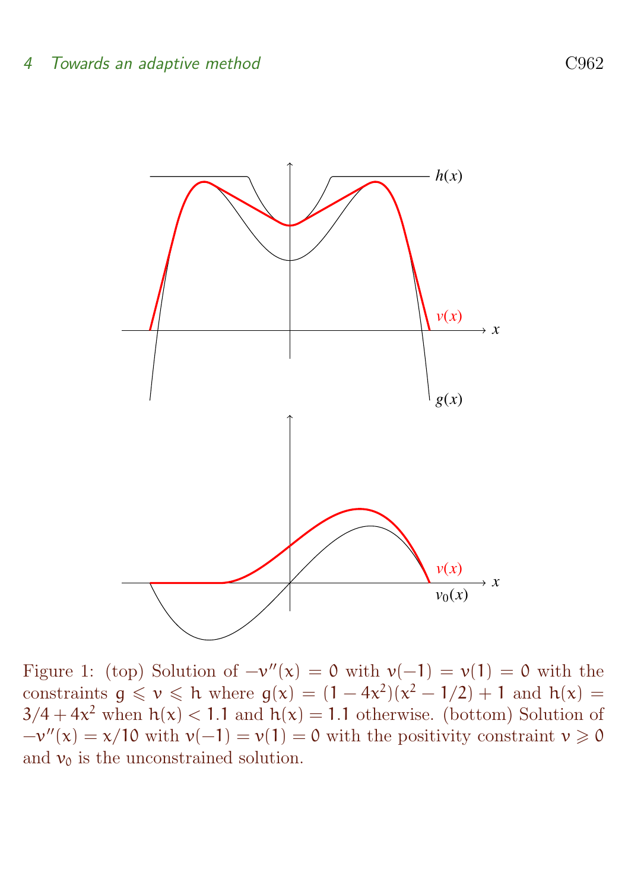$h(x)$

$v(x)$

$x$

$g(x)$

$v(x)$

$x$

$v_0(x)$

Figure 1: (top) Solution of $-v''(x) = 0$ with $v(-1) = v(1) = 0$ with the constraints $g \leqslant v \leqslant h$ where $g(x) = (1 - 4x^2)(x^2 - 1/2) + 1$ and $h(x) = 3/4 + 4x^2$ when $h(x) < 1.1$ and $h(x) = 1.1$ otherwise. (bottom) Solution of $-v''(x) = x/10$ with $v(-1) = v(1) = 0$ with the positivity constraint $v \geqslant 0$ and $v_0$ is the unconstrained solution.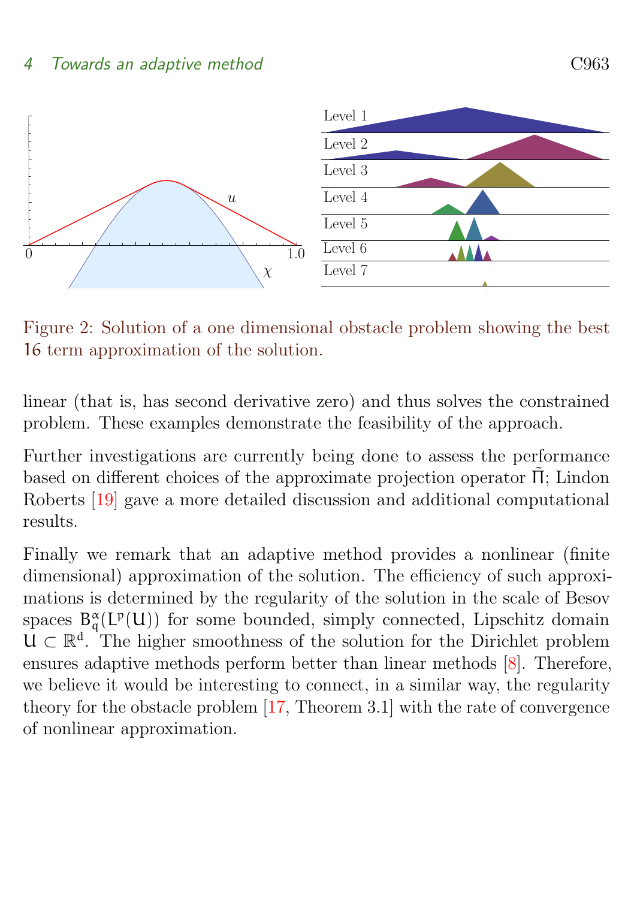u

0

1.0

χ

Level 1

Level 2

Level 3

Level 4

Level 5

Level 6

Level 7

Figure 2: Solution of a one dimensional obstacle problem showing the best 16 term approximation of the solution.

linear (that is, has second derivative zero) and thus solves the constrained problem. These examples demonstrate the feasibility of the approach.

Further investigations are currently being done to assess the performance based on different choices of the approximate projection operator $\tilde{\Pi}$; Lindon Roberts [19] gave a more detailed discussion and additional computational results.

Finally we remark that an adaptive method provides a nonlinear (finite dimensional) approximation of the solution. The efficiency of such approximations is determined by the regularity of the solution in the scale of Besov spaces $B^{\alpha}_{q}(L^{p}(U))$ for some bounded, simply connected, Lipschitz domain $U \subset \mathbb{R}^{d}$. The higher smoothness of the solution for the Dirichlet problem ensures adaptive methods perform better than linear methods [8]. Therefore, we believe it would be interesting to connect, in a similar way, the regularity theory for the obstacle problem [17, Theorem 3.1] with the rate of convergence of nonlinear approximation.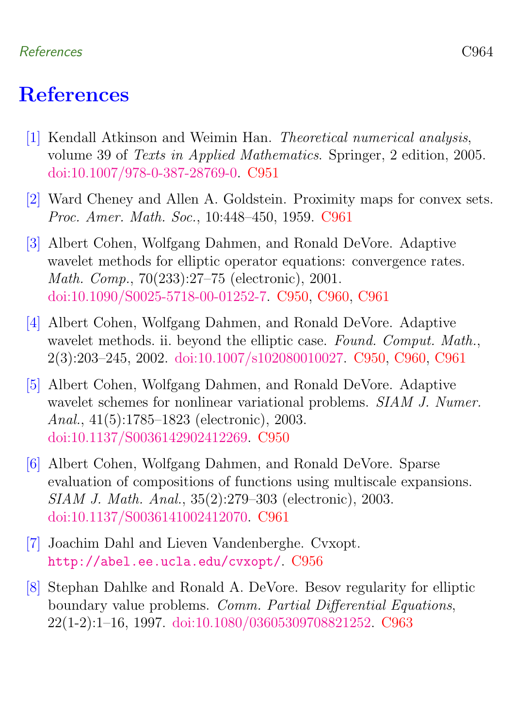# References

[1] Kendall Atkinson and Weimin Han. *Theoretical numerical analysis*, volume 39 of *Texts in Applied Mathematics*. Springer, 2 edition, 2005. doi:10.1007/978-0-387-28769-0. C951

[2] Ward Cheney and Allen A. Goldstein. Proximity maps for convex sets. *Proc. Amer. Math. Soc.*, 10:448–450, 1959. C961

[3] Albert Cohen, Wolfgang Dahmen, and Ronald DeVore. Adaptive wavelet methods for elliptic operator equations: convergence rates. *Math. Comp.*, 70(233):27–75 (electronic), 2001. doi:10.1090/S0025-5718-00-01252-7. C950, C960, C961

[4] Albert Cohen, Wolfgang Dahmen, and Ronald DeVore. Adaptive wavelet methods. ii. beyond the elliptic case. *Found. Comput. Math.*, 2(3):203–245, 2002. doi:10.1007/s102080010027. C950, C960, C961

[5] Albert Cohen, Wolfgang Dahmen, and Ronald DeVore. Adaptive wavelet schemes for nonlinear variational problems. *SIAM J. Numer. Anal.*, 41(5):1785–1823 (electronic), 2003. doi:10.1137/S0036142902412269. C950

[6] Albert Cohen, Wolfgang Dahmen, and Ronald DeVore. Sparse evaluation of compositions of functions using multiscale expansions. *SIAM J. Math. Anal.*, 35(2):279–303 (electronic), 2003. doi:10.1137/S0036141002412070. C961

[7] Joachim Dahl and Lieven Vandenberghe. Cvxopt. `http://abel.ee.ucla.edu/cvxopt/`. C956

[8] Stephan Dahlke and Ronald A. DeVore. Besov regularity for elliptic boundary value problems. *Comm. Partial Differential Equations*, 22(1-2):1–16, 1997. doi:10.1080/03605309708821252. C963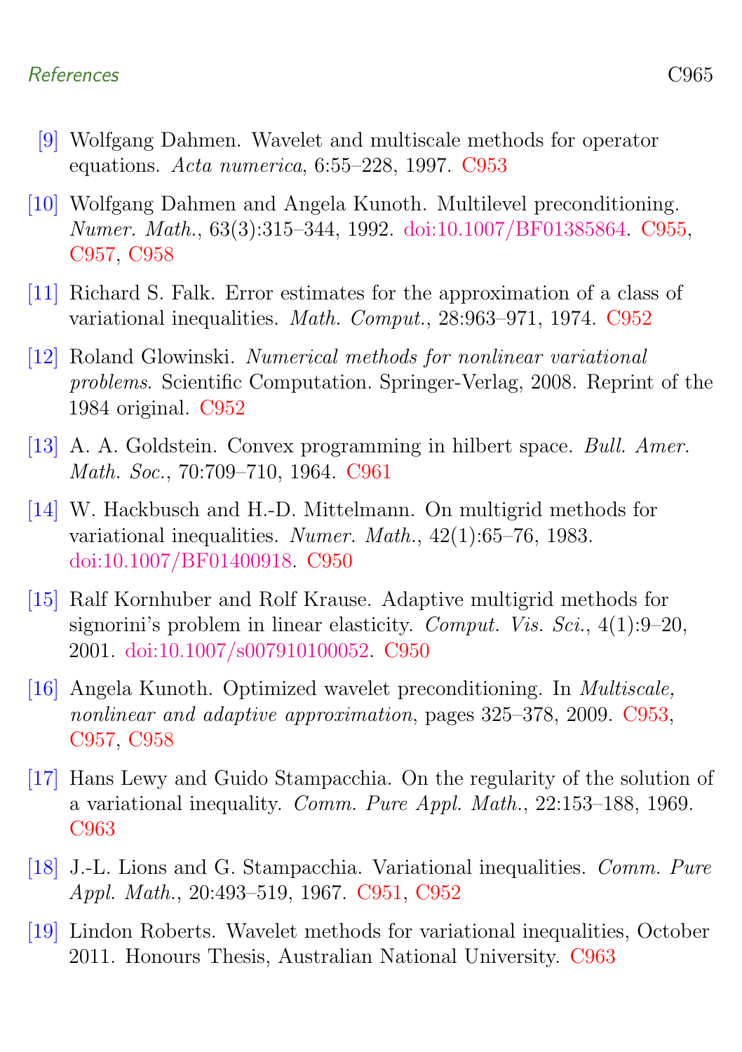[9] Wolfgang Dahmen. Wavelet and multiscale methods for operator equations. *Acta numerica*, 6:55–228, 1997. C953

[10] Wolfgang Dahmen and Angela Kunoth. Multilevel preconditioning. *Numer. Math.*, 63(3):315–344, 1992. doi:10.1007/BF01385864. C955, C957, C958

[11] Richard S. Falk. Error estimates for the approximation of a class of variational inequalities. *Math. Comput.*, 28:963–971, 1974. C952

[12] Roland Glowinski. *Numerical methods for nonlinear variational problems*. Scientific Computation. Springer-Verlag, 2008. Reprint of the 1984 original. C952

[13] A. A. Goldstein. Convex programming in hilbert space. *Bull. Amer. Math. Soc.*, 70:709–710, 1964. C961

[14] W. Hackbusch and H.-D. Mittelmann. On multigrid methods for variational inequalities. *Numer. Math.*, 42(1):65–76, 1983. doi:10.1007/BF01400918. C950

[15] Ralf Kornhuber and Rolf Krause. Adaptive multigrid methods for signorini's problem in linear elasticity. *Comput. Vis. Sci.*, 4(1):9–20, 2001. doi:10.1007/s007910100052. C950

[16] Angela Kunoth. Optimized wavelet preconditioning. In *Multiscale, nonlinear and adaptive approximation*, pages 325–378, 2009. C953, C957, C958

[17] Hans Lewy and Guido Stampacchia. On the regularity of the solution of a variational inequality. *Comm. Pure Appl. Math.*, 22:153–188, 1969. C963

[18] J.-L. Lions and G. Stampacchia. Variational inequalities. *Comm. Pure Appl. Math.*, 20:493–519, 1967. C951, C952

[19] Lindon Roberts. Wavelet methods for variational inequalities, October 2011. Honours Thesis, Australian National University. C963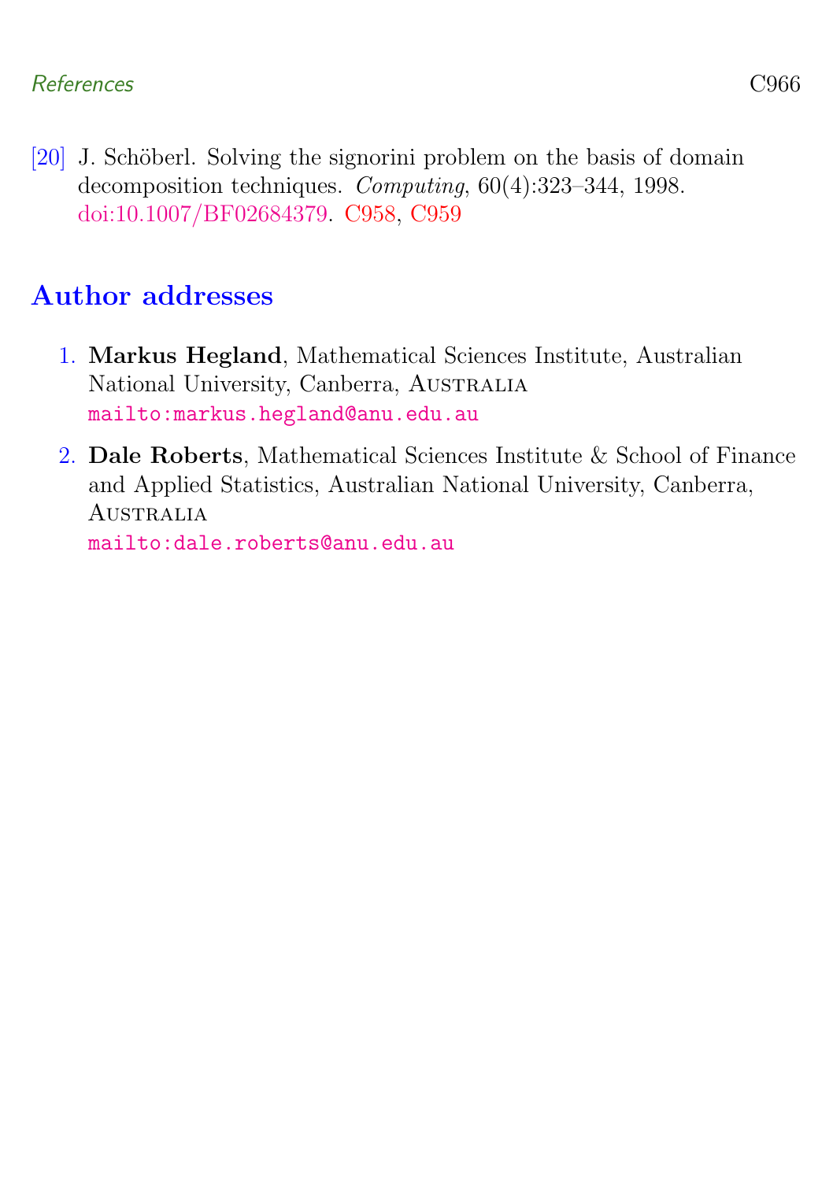[20] J. Schöberl. Solving the signorini problem on the basis of domain decomposition techniques. *Computing*, 60(4):323–344, 1998. doi:10.1007/BF02684379. C958, C959

## Author addresses

1. **Markus Hegland**, Mathematical Sciences Institute, Australian National University, Canberra, Australia
   mailto:markus.hegland@anu.edu.au

2. **Dale Roberts**, Mathematical Sciences Institute & School of Finance and Applied Statistics, Australian National University, Canberra, Australia
   mailto:dale.roberts@anu.edu.au